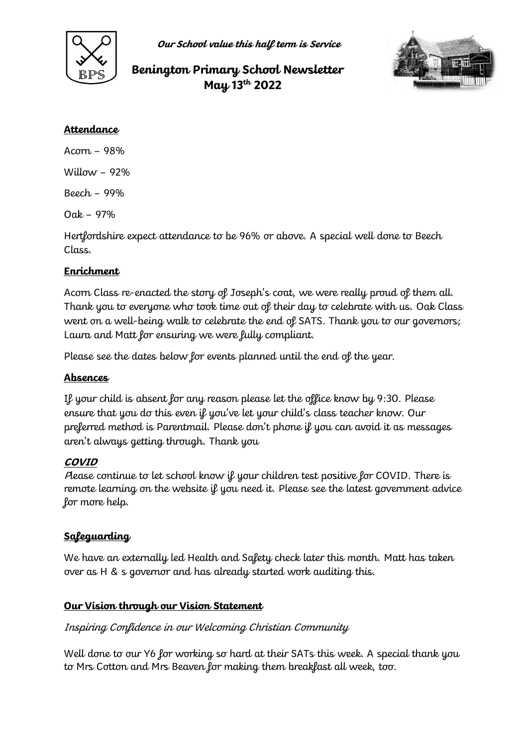*Our School value this half term is Service*

# Benington Primary School Newsletter May 13th 2022

## Attendance

Acorn – 98%

Willow – 92%

Beech – 99%

Oak – 97%

Hertfordshire expect attendance to be 96% or above. A special well done to Beech Class.

## Enrichment

Acorn Class re-enacted the story of Joseph's coat, we were really proud of them all. Thank you to everyone who took time out of their day to celebrate with us. Oak Class went on a well-being walk to celebrate the end of SATS. Thank you to our governors; Laura and Matt for ensuring we were fully compliant.

Please see the dates below for events planned until the end of the year.

## Absences

If your child is absent for any reason please let the office know by 9:30. Please ensure that you do this even if you've let your child's class teacher know. Our preferred method is Parentmail. Please don't phone if you can avoid it as messages aren't always getting through. Thank you

## COVID

Please continue to let school know if your children test positive for COVID. There is remote learning on the website if you need it. Please see the latest government advice for more help.

## Safeguarding

We have an externally led Health and Safety check later this month. Matt has taken over as H & s governor and has already started work auditing this.

## Our Vision through our Vision Statement

*Inspiring Confidence in our Welcoming Christian Community*

Well done to our Y6 for working so hard at their SATs this week. A special thank you to Mrs Cotton and Mrs Beaven for making them breakfast all week, too.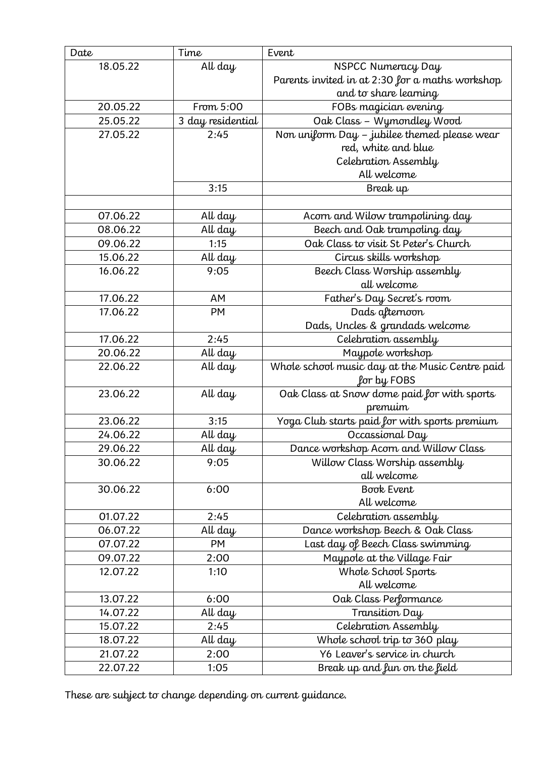| Date | Time | Event |
|---|---|---|
| 18.05.22 | All day | NSPCC Numeracy Day<br>Parents invited in at 2:30 for a maths workshop and to share learning |
| 20.05.22 | From 5:00 | FOBs magician evening |
| 25.05.22 | 3 day residential | Oak Class – Wymondley Wood |
| 27.05.22 | 2:45 | Non uniform Day – jubilee themed please wear red, white and blue<br>Celebration Assembly<br>All welcome |
| | 3:15 | Break up |
| | | |
| 07.06.22 | All day | Acorn and Wilow trampolining day |
| 08.06.22 | All day | Beech and Oak trampoling day |
| 09.06.22 | 1:15 | Oak Class to visit St Peter's Church |
| 15.06.22 | All day | Circus skills workshop |
| 16.06.22 | 9:05 | Beech Class Worship assembly<br>all welcome |
| 17.06.22 | AM | Father's Day Secret's room |
| 17.06.22 | PM | Dads afternoon<br>Dads, Uncles & grandads welcome |
| 17.06.22 | 2:45 | Celebration assembly |
| 20.06.22 | All day | Maypole workshop |
| 22.06.22 | All day | Whole school music day at the Music Centre paid for by FOBS |
| 23.06.22 | All day | Oak Class at Snow dome paid for with sports premuim |
| 23.06.22 | 3:15 | Yoga Club starts paid for with sports premium |
| 24.06.22 | All day | Occassional Day |
| 29.06.22 | All day | Dance workshop Acorn and Willow Class |
| 30.06.22 | 9:05 | Willow Class Worship assembly<br>all welcome |
| 30.06.22 | 6:00 | Book Event<br>All welcome |
| 01.07.22 | 2:45 | Celebration assembly |
| 06.07.22 | All day | Dance workshop Beech & Oak Class |
| 07.07.22 | PM | Last day of Beech Class swimming |
| 09.07.22 | 2:00 | Maypole at the Village Fair |
| 12.07.22 | 1:10 | Whole School Sports<br>All welcome |
| 13.07.22 | 6:00 | Oak Class Performance |
| 14.07.22 | All day | Transition Day |
| 15.07.22 | 2:45 | Celebration Assembly |
| 18.07.22 | All day | Whole school trip to 360 play |
| 21.07.22 | 2:00 | Y6 Leaver's service in church |
| 22.07.22 | 1:05 | Break up and fun on the field |

These are subject to change depending on current guidance.